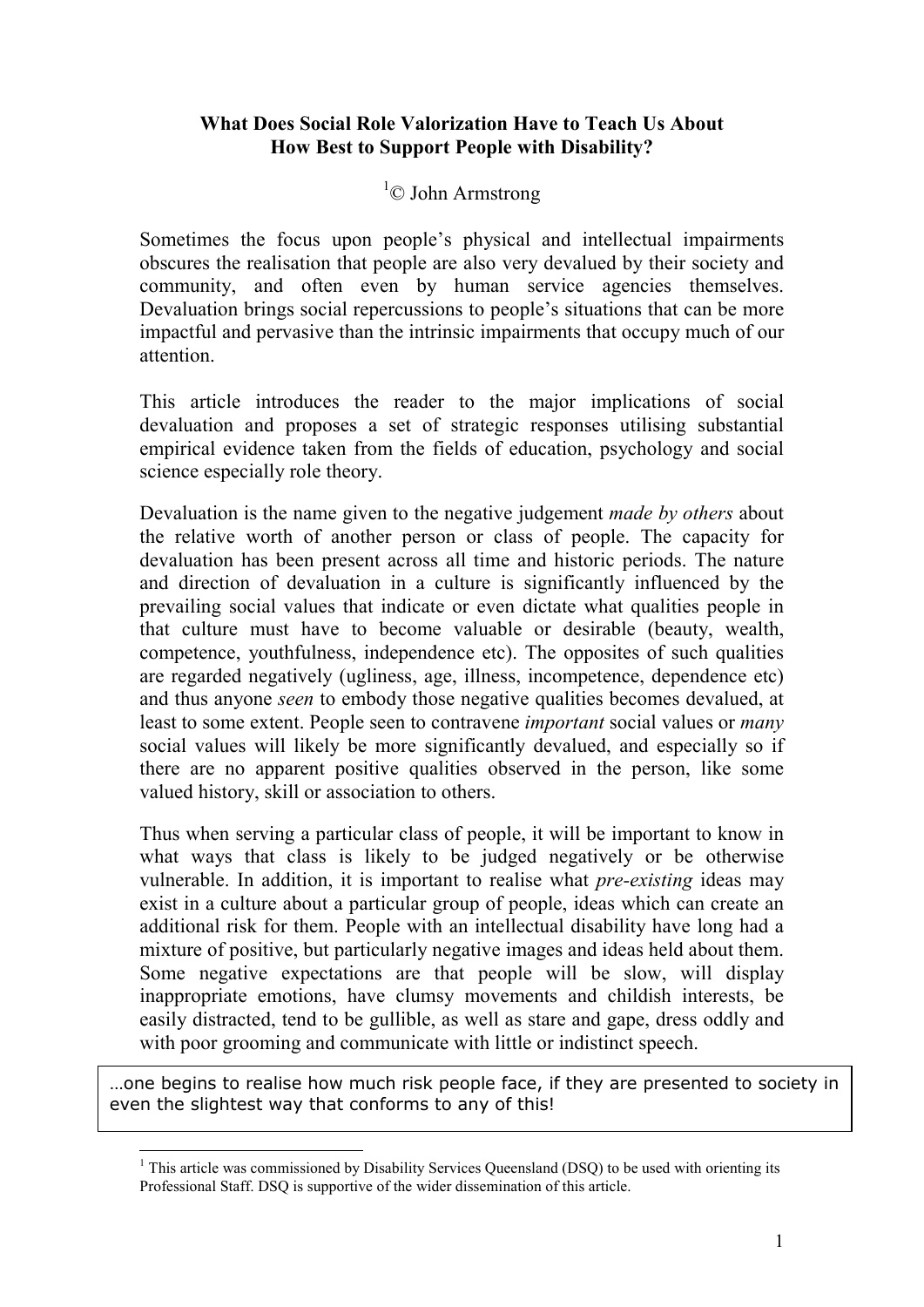**What Does Social Role Valorization Have to Teach Us About How Best to Support People with Disability?**

[1]© John Armstrong

Sometimes the focus upon people's physical and intellectual impairments obscures the realisation that people are also very devalued by their society and community, and often even by human service agencies themselves. Devaluation brings social repercussions to people's situations that can be more impactful and pervasive than the intrinsic impairments that occupy much of our attention.

This article introduces the reader to the major implications of social devaluation and proposes a set of strategic responses utilising substantial empirical evidence taken from the fields of education, psychology and social science especially role theory.

Devaluation is the name given to the negative judgement *made by others* about the relative worth of another person or class of people. The capacity for devaluation has been present across all time and historic periods. The nature and direction of devaluation in a culture is significantly influenced by the prevailing social values that indicate or even dictate what qualities people in that culture must have to become valuable or desirable (beauty, wealth, competence, youthfulness, independence etc). The opposites of such qualities are regarded negatively (ugliness, age, illness, incompetence, dependence etc) and thus anyone *seen* to embody those negative qualities becomes devalued, at least to some extent. People seen to contravene *important* social values or *many* social values will likely be more significantly devalued, and especially so if there are no apparent positive qualities observed in the person, like some valued history, skill or association to others.

Thus when serving a particular class of people, it will be important to know in what ways that class is likely to be judged negatively or be otherwise vulnerable. In addition, it is important to realise what *pre-existing* ideas may exist in a culture about a particular group of people, ideas which can create an additional risk for them. People with an intellectual disability have long had a mixture of positive, but particularly negative images and ideas held about them. Some negative expectations are that people will be slow, will display inappropriate emotions, have clumsy movements and childish interests, be easily distracted, tend to be gullible, as well as stare and gape, dress oddly and with poor grooming and communicate with little or indistinct speech.

> …one begins to realise how much risk people face, if they are presented to society in even the slightest way that conforms to any of this!

---

[1] This article was commissioned by Disability Services Queensland (DSQ) to be used with orienting its Professional Staff. DSQ is supportive of the wider dissemination of this article.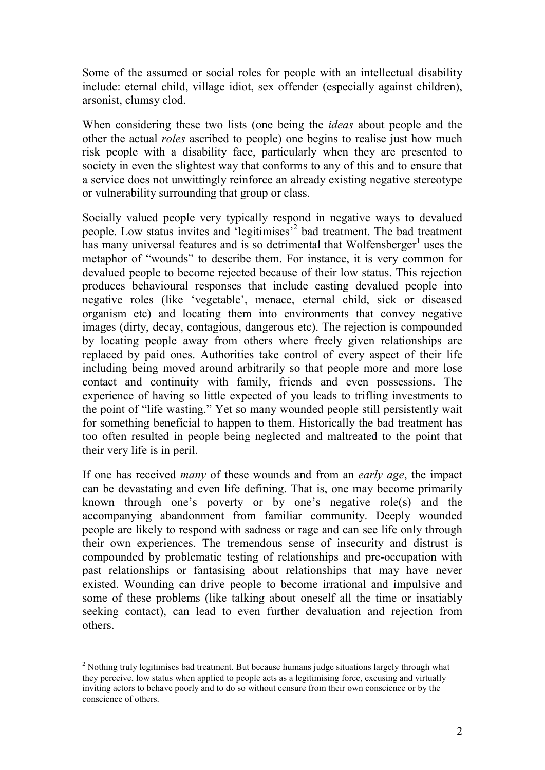Some of the assumed or social roles for people with an intellectual disability include: eternal child, village idiot, sex offender (especially against children), arsonist, clumsy clod.

When considering these two lists (one being the *ideas* about people and the other the actual *roles* ascribed to people) one begins to realise just how much risk people with a disability face, particularly when they are presented to society in even the slightest way that conforms to any of this and to ensure that a service does not unwittingly reinforce an already existing negative stereotype or vulnerability surrounding that group or class.

Socially valued people very typically respond in negative ways to devalued people. Low status invites and 'legitimises'[2] bad treatment. The bad treatment has many universal features and is so detrimental that Wolfensberger[1] uses the metaphor of "wounds" to describe them. For instance, it is very common for devalued people to become rejected because of their low status. This rejection produces behavioural responses that include casting devalued people into negative roles (like 'vegetable', menace, eternal child, sick or diseased organism etc) and locating them into environments that convey negative images (dirty, decay, contagious, dangerous etc). The rejection is compounded by locating people away from others where freely given relationships are replaced by paid ones. Authorities take control of every aspect of their life including being moved around arbitrarily so that people more and more lose contact and continuity with family, friends and even possessions. The experience of having so little expected of you leads to trifling investments to the point of "life wasting." Yet so many wounded people still persistently wait for something beneficial to happen to them. Historically the bad treatment has too often resulted in people being neglected and maltreated to the point that their very life is in peril.

If one has received *many* of these wounds and from an *early age*, the impact can be devastating and even life defining. That is, one may become primarily known through one's poverty or by one's negative role(s) and the accompanying abandonment from familiar community. Deeply wounded people are likely to respond with sadness or rage and can see life only through their own experiences. The tremendous sense of insecurity and distrust is compounded by problematic testing of relationships and pre-occupation with past relationships or fantasising about relationships that may have never existed. Wounding can drive people to become irrational and impulsive and some of these problems (like talking about oneself all the time or insatiably seeking contact), can lead to even further devaluation and rejection from others.

---

[2] Nothing truly legitimises bad treatment. But because humans judge situations largely through what they perceive, low status when applied to people acts as a legitimising force, excusing and virtually inviting actors to behave poorly and to do so without censure from their own conscience or by the conscience of others.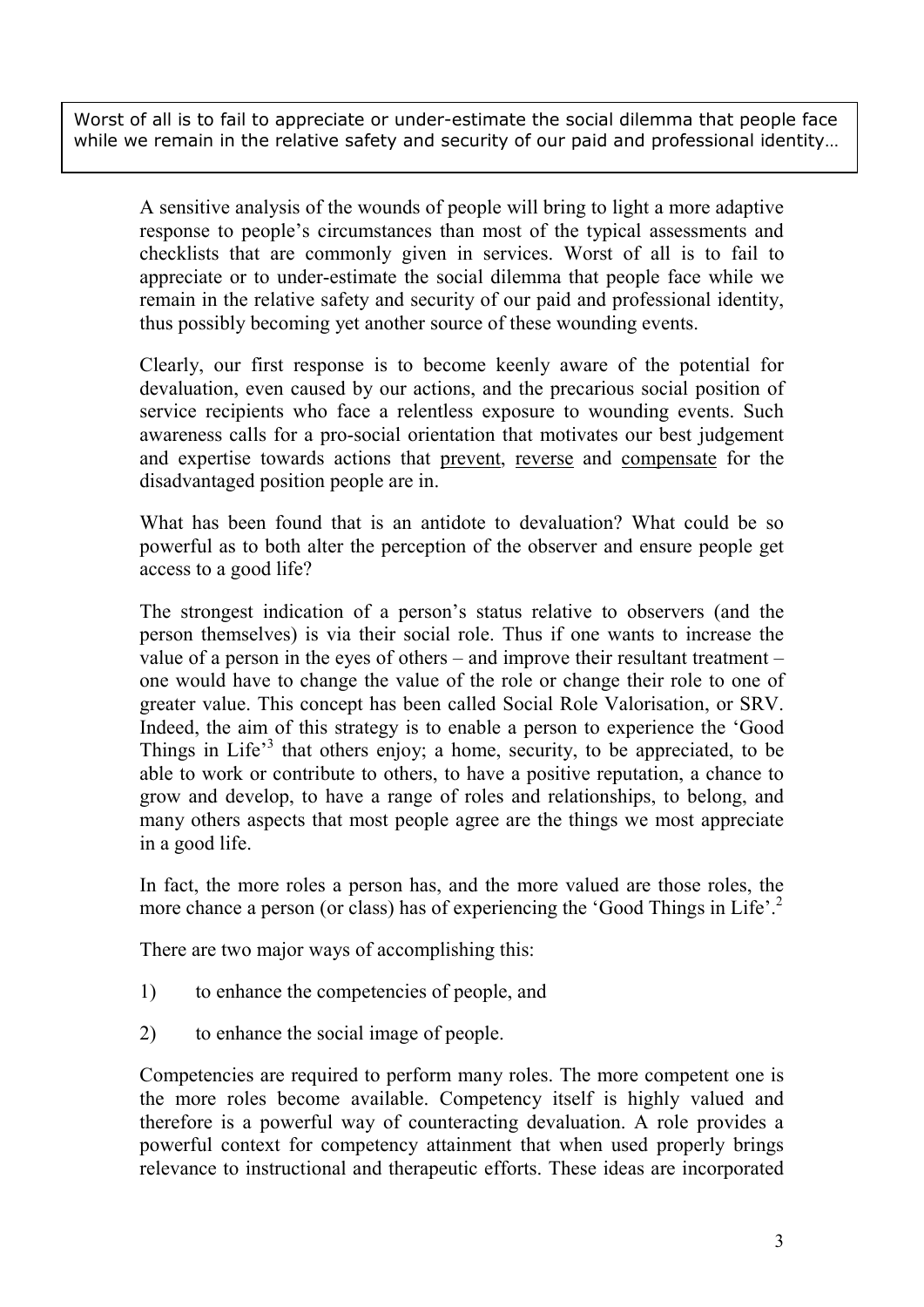> Worst of all is to fail to appreciate or under-estimate the social dilemma that people face while we remain in the relative safety and security of our paid and professional identity…

A sensitive analysis of the wounds of people will bring to light a more adaptive response to people's circumstances than most of the typical assessments and checklists that are commonly given in services. Worst of all is to fail to appreciate or to under-estimate the social dilemma that people face while we remain in the relative safety and security of our paid and professional identity, thus possibly becoming yet another source of these wounding events.

Clearly, our first response is to become keenly aware of the potential for devaluation, even caused by our actions, and the precarious social position of service recipients who face a relentless exposure to wounding events. Such awareness calls for a pro-social orientation that motivates our best judgement and expertise towards actions that <u>prevent</u>, <u>reverse</u> and <u>compensate</u> for the disadvantaged position people are in.

What has been found that is an antidote to devaluation? What could be so powerful as to both alter the perception of the observer and ensure people get access to a good life?

The strongest indication of a person's status relative to observers (and the person themselves) is via their social role. Thus if one wants to increase the value of a person in the eyes of others – and improve their resultant treatment – one would have to change the value of the role or change their role to one of greater value. This concept has been called Social Role Valorisation, or SRV. Indeed, the aim of this strategy is to enable a person to experience the 'Good Things in Life'[3] that others enjoy; a home, security, to be appreciated, to be able to work or contribute to others, to have a positive reputation, a chance to grow and develop, to have a range of roles and relationships, to belong, and many others aspects that most people agree are the things we most appreciate in a good life.

In fact, the more roles a person has, and the more valued are those roles, the more chance a person (or class) has of experiencing the 'Good Things in Life'.[2]

There are two major ways of accomplishing this:

1) to enhance the competencies of people, and

2) to enhance the social image of people.

Competencies are required to perform many roles. The more competent one is the more roles become available. Competency itself is highly valued and therefore is a powerful way of counteracting devaluation. A role provides a powerful context for competency attainment that when used properly brings relevance to instructional and therapeutic efforts. These ideas are incorporated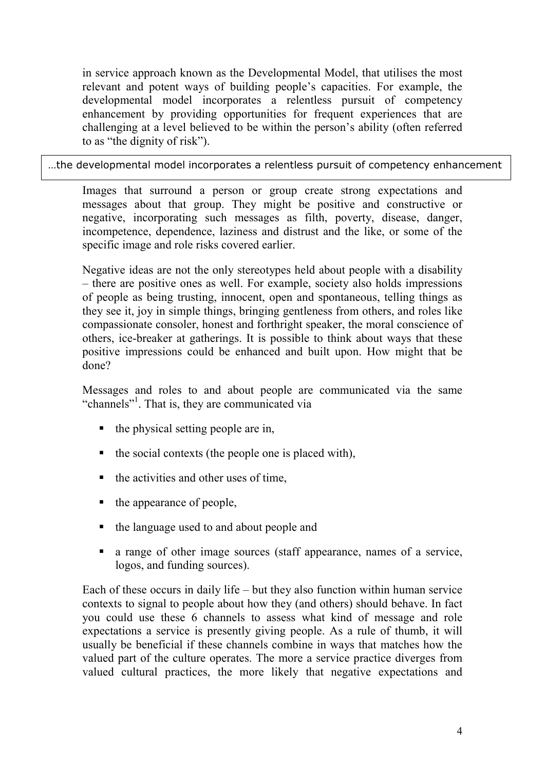in service approach known as the Developmental Model, that utilises the most relevant and potent ways of building people's capacities. For example, the developmental model incorporates a relentless pursuit of competency enhancement by providing opportunities for frequent experiences that are challenging at a level believed to be within the person's ability (often referred to as "the dignity of risk").

> …the developmental model incorporates a relentless pursuit of competency enhancement

Images that surround a person or group create strong expectations and messages about that group. They might be positive and constructive or negative, incorporating such messages as filth, poverty, disease, danger, incompetence, dependence, laziness and distrust and the like, or some of the specific image and role risks covered earlier.

Negative ideas are not the only stereotypes held about people with a disability – there are positive ones as well. For example, society also holds impressions of people as being trusting, innocent, open and spontaneous, telling things as they see it, joy in simple things, bringing gentleness from others, and roles like compassionate consoler, honest and forthright speaker, the moral conscience of others, ice-breaker at gatherings. It is possible to think about ways that these positive impressions could be enhanced and built upon. How might that be done?

Messages and roles to and about people are communicated via the same "channels"[1]. That is, they are communicated via

- the physical setting people are in,
- the social contexts (the people one is placed with),
- the activities and other uses of time,
- the appearance of people,
- the language used to and about people and
- a range of other image sources (staff appearance, names of a service, logos, and funding sources).

Each of these occurs in daily life – but they also function within human service contexts to signal to people about how they (and others) should behave. In fact you could use these 6 channels to assess what kind of message and role expectations a service is presently giving people. As a rule of thumb, it will usually be beneficial if these channels combine in ways that matches how the valued part of the culture operates. The more a service practice diverges from valued cultural practices, the more likely that negative expectations and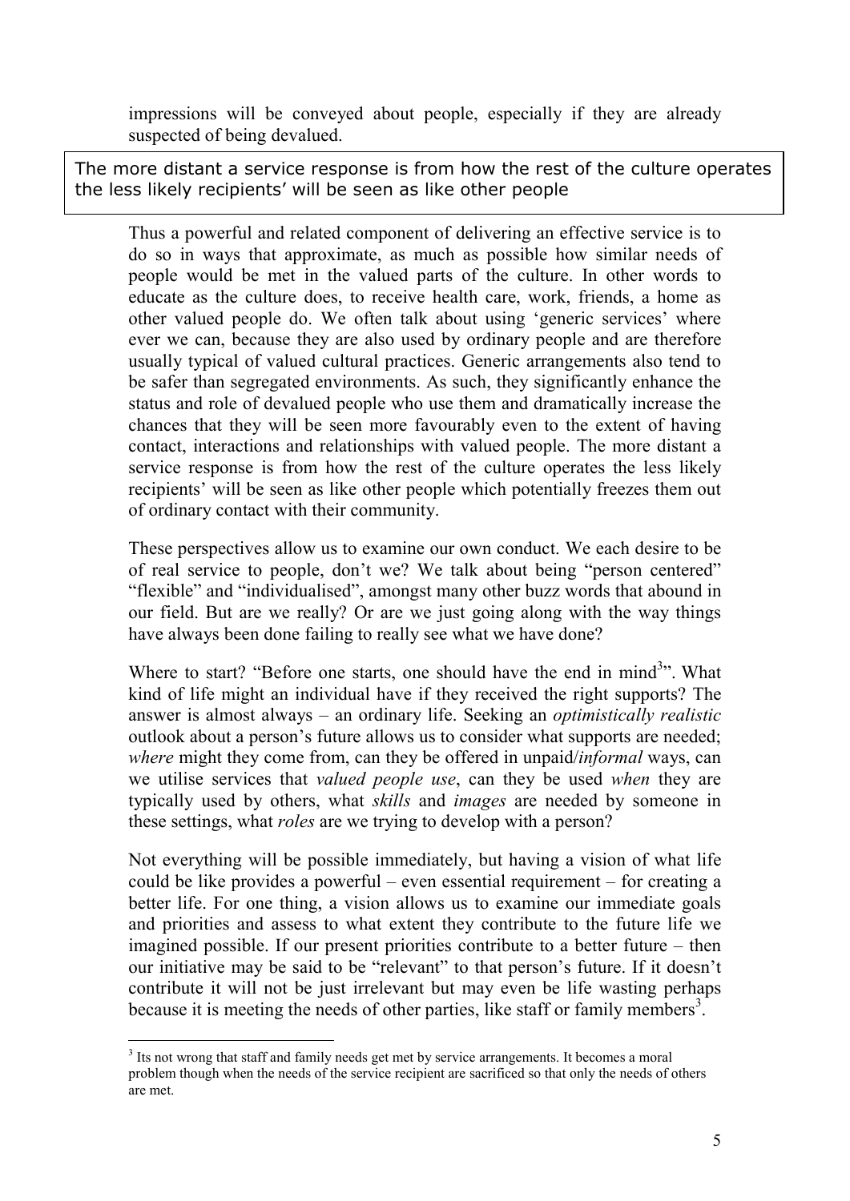impressions will be conveyed about people, especially if they are already suspected of being devalued.

> The more distant a service response is from how the rest of the culture operates the less likely recipients' will be seen as like other people

Thus a powerful and related component of delivering an effective service is to do so in ways that approximate, as much as possible how similar needs of people would be met in the valued parts of the culture. In other words to educate as the culture does, to receive health care, work, friends, a home as other valued people do. We often talk about using 'generic services' where ever we can, because they are also used by ordinary people and are therefore usually typical of valued cultural practices. Generic arrangements also tend to be safer than segregated environments. As such, they significantly enhance the status and role of devalued people who use them and dramatically increase the chances that they will be seen more favourably even to the extent of having contact, interactions and relationships with valued people. The more distant a service response is from how the rest of the culture operates the less likely recipients' will be seen as like other people which potentially freezes them out of ordinary contact with their community.

These perspectives allow us to examine our own conduct. We each desire to be of real service to people, don't we? We talk about being "person centered" "flexible" and "individualised", amongst many other buzz words that abound in our field. But are we really? Or are we just going along with the way things have always been done failing to really see what we have done?

Where to start? "Before one starts, one should have the end in mind[3]". What kind of life might an individual have if they received the right supports? The answer is almost always – an ordinary life. Seeking an *optimistically realistic* outlook about a person's future allows us to consider what supports are needed; *where* might they come from, can they be offered in unpaid/*informal* ways, can we utilise services that *valued people use*, can they be used *when* they are typically used by others, what *skills* and *images* are needed by someone in these settings, what *roles* are we trying to develop with a person?

Not everything will be possible immediately, but having a vision of what life could be like provides a powerful – even essential requirement – for creating a better life. For one thing, a vision allows us to examine our immediate goals and priorities and assess to what extent they contribute to the future life we imagined possible. If our present priorities contribute to a better future – then our initiative may be said to be "relevant" to that person's future. If it doesn't contribute it will not be just irrelevant but may even be life wasting perhaps because it is meeting the needs of other parties, like staff or family members[3].

---

[3] Its not wrong that staff and family needs get met by service arrangements. It becomes a moral problem though when the needs of the service recipient are sacrificed so that only the needs of others are met.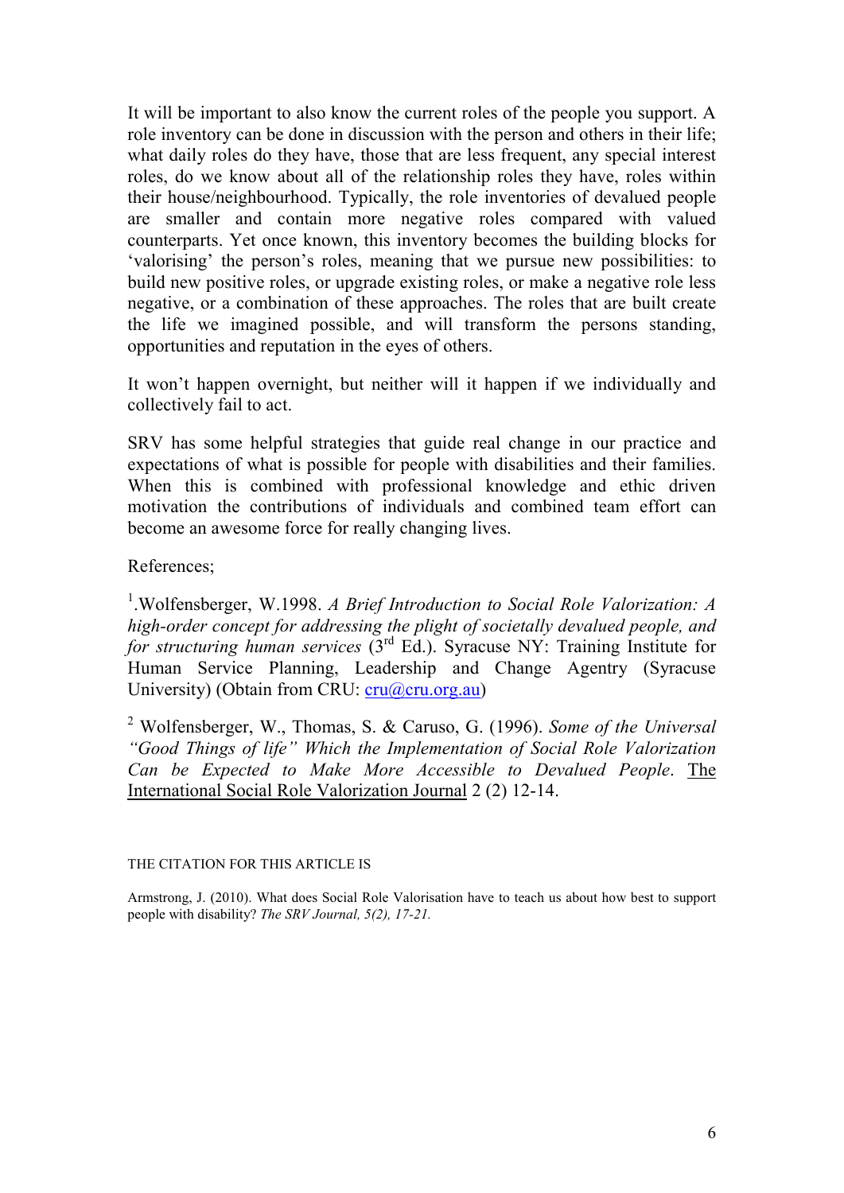It will be important to also know the current roles of the people you support. A role inventory can be done in discussion with the person and others in their life; what daily roles do they have, those that are less frequent, any special interest roles, do we know about all of the relationship roles they have, roles within their house/neighbourhood. Typically, the role inventories of devalued people are smaller and contain more negative roles compared with valued counterparts. Yet once known, this inventory becomes the building blocks for 'valorising' the person's roles, meaning that we pursue new possibilities: to build new positive roles, or upgrade existing roles, or make a negative role less negative, or a combination of these approaches. The roles that are built create the life we imagined possible, and will transform the persons standing, opportunities and reputation in the eyes of others.

It won't happen overnight, but neither will it happen if we individually and collectively fail to act.

SRV has some helpful strategies that guide real change in our practice and expectations of what is possible for people with disabilities and their families. When this is combined with professional knowledge and ethic driven motivation the contributions of individuals and combined team effort can become an awesome force for really changing lives.

References;

[1].Wolfensberger, W.1998. *A Brief Introduction to Social Role Valorization: A high-order concept for addressing the plight of societally devalued people, and for structuring human services* (3rd Ed.). Syracuse NY: Training Institute for Human Service Planning, Leadership and Change Agentry (Syracuse University) (Obtain from CRU: cru@cru.org.au)

[2] Wolfensberger, W., Thomas, S. & Caruso, G. (1996). *Some of the Universal "Good Things of life" Which the Implementation of Social Role Valorization Can be Expected to Make More Accessible to Devalued People*. The International Social Role Valorization Journal 2 (2) 12-14.

THE CITATION FOR THIS ARTICLE IS

Armstrong, J. (2010). What does Social Role Valorisation have to teach us about how best to support people with disability? *The SRV Journal, 5(2), 17-21.*